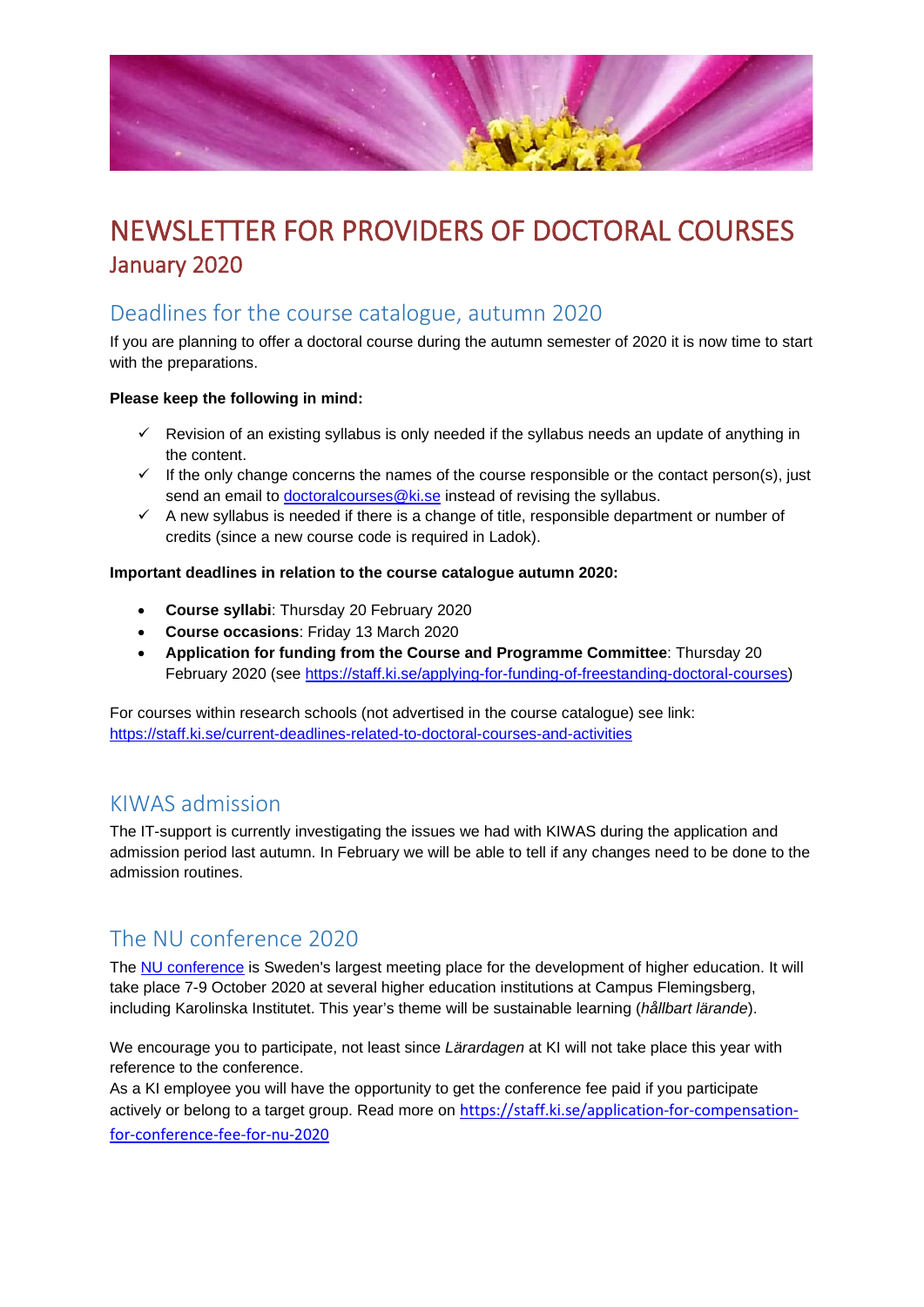# NEWSLETTER FOR PROVIDERS OF DOCTORAL COURSES

## January 2020

## Deadlines for the course catalogue, autumn 2020

If you are planning to offer a doctoral course during the autumn semester of 2020 it is now time to start with the preparations.

**Please keep the following in mind:**

- ✓ Revision of an existing syllabus is only needed if the syllabus needs an update of anything in the content.
- ✓ If the only change concerns the names of the course responsible or the contact person(s), just send an email to doctoralcourses@ki.se instead of revising the syllabus.
- ✓ A new syllabus is needed if there is a change of title, responsible department or number of credits (since a new course code is required in Ladok).

**Important deadlines in relation to the course catalogue autumn 2020:**

- **Course syllabi**: Thursday 20 February 2020
- **Course occasions**: Friday 13 March 2020
- **Application for funding from the Course and Programme Committee**: Thursday 20 February 2020 (see https://staff.ki.se/applying-for-funding-of-freestanding-doctoral-courses)

For courses within research schools (not advertised in the course catalogue) see link: https://staff.ki.se/current-deadlines-related-to-doctoral-courses-and-activities

## KIWAS admission

The IT-support is currently investigating the issues we had with KIWAS during the application and admission period last autumn. In February we will be able to tell if any changes need to be done to the admission routines.

## The NU conference 2020

The NU conference is Sweden's largest meeting place for the development of higher education. It will take place 7-9 October 2020 at several higher education institutions at Campus Flemingsberg, including Karolinska Institutet. This year's theme will be sustainable learning (*hållbart lärande*).

We encourage you to participate, not least since *Lärardagen* at KI will not take place this year with reference to the conference.
As a KI employee you will have the opportunity to get the conference fee paid if you participate actively or belong to a target group. Read more on https://staff.ki.se/application-for-compensation-for-conference-fee-for-nu-2020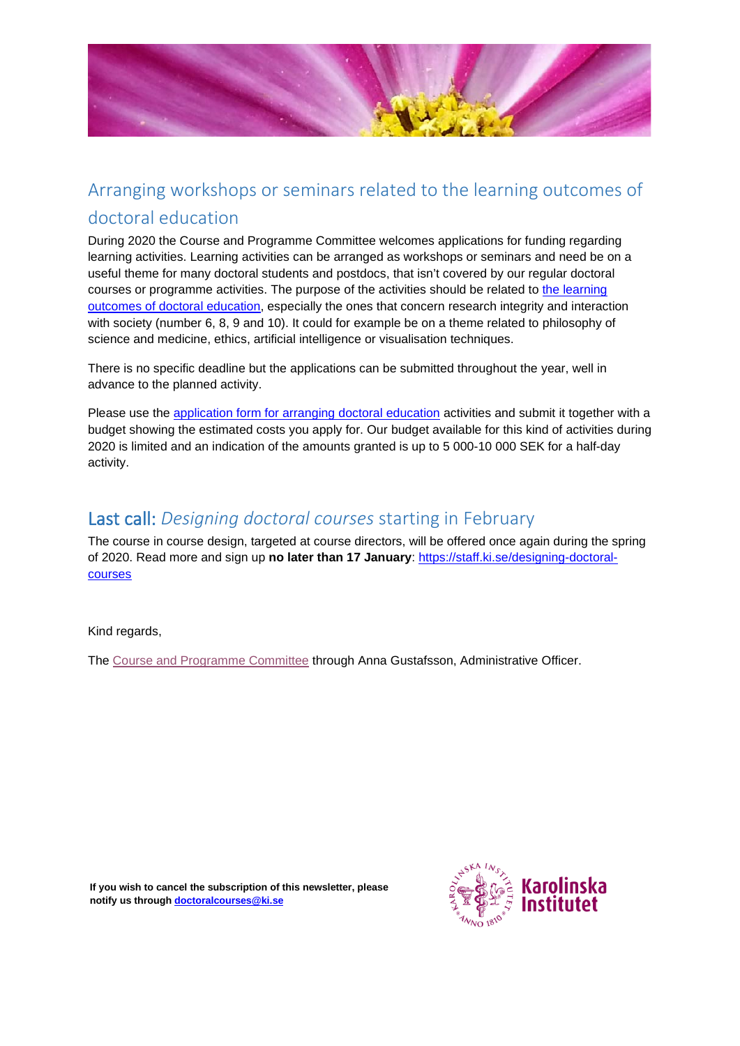## Arranging workshops or seminars related to the learning outcomes of doctoral education

During 2020 the Course and Programme Committee welcomes applications for funding regarding learning activities. Learning activities can be arranged as workshops or seminars and need be on a useful theme for many doctoral students and postdocs, that isn't covered by our regular doctoral courses or programme activities. The purpose of the activities should be related to the learning outcomes of doctoral education, especially the ones that concern research integrity and interaction with society (number 6, 8, 9 and 10). It could for example be on a theme related to philosophy of science and medicine, ethics, artificial intelligence or visualisation techniques.

There is no specific deadline but the applications can be submitted throughout the year, well in advance to the planned activity.

Please use the application form for arranging doctoral education activities and submit it together with a budget showing the estimated costs you apply for. Our budget available for this kind of activities during 2020 is limited and an indication of the amounts granted is up to 5 000-10 000 SEK for a half-day activity.

## Last call: *Designing doctoral courses* starting in February

The course in course design, targeted at course directors, will be offered once again during the spring of 2020. Read more and sign up **no later than 17 January**: https://staff.ki.se/designing-doctoral-courses

Kind regards,

The Course and Programme Committee through Anna Gustafsson, Administrative Officer.

**If you wish to cancel the subscription of this newsletter, please notify us through doctoralcourses@ki.se**

Karolinska Institutet